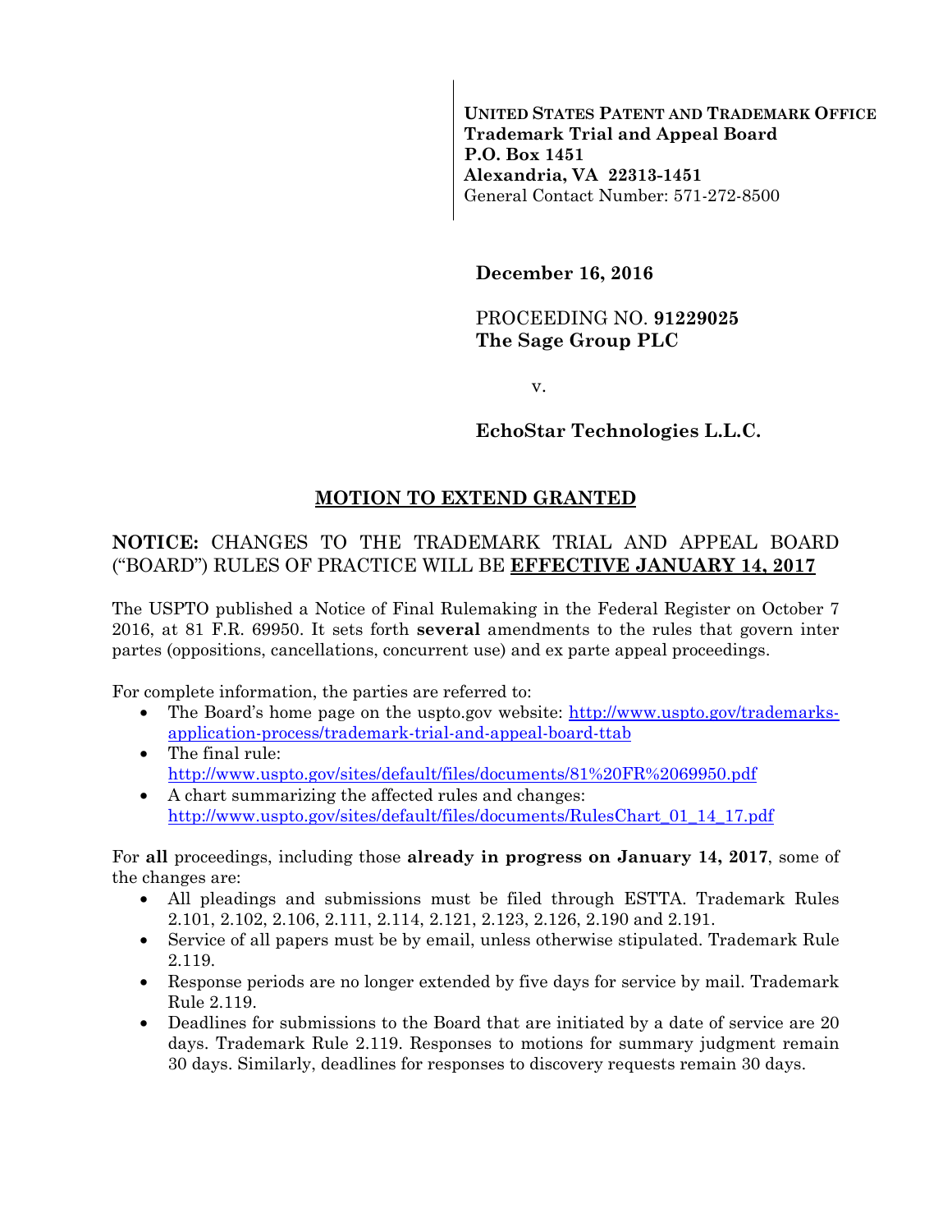**UNITED STATES PATENT AND TRADEMARK OFFICE**
**Trademark Trial and Appeal Board**
**P.O. Box 1451**
**Alexandria, VA 22313-1451**
General Contact Number: 571-272-8500

**December 16, 2016**

PROCEEDING NO. **91229025**
**The Sage Group PLC**

v.

**EchoStar Technologies L.L.C.**

## MOTION TO EXTEND GRANTED

**NOTICE:** CHANGES TO THE TRADEMARK TRIAL AND APPEAL BOARD ("BOARD") RULES OF PRACTICE WILL BE **EFFECTIVE JANUARY 14, 2017**

The USPTO published a Notice of Final Rulemaking in the Federal Register on October 7 2016, at 81 F.R. 69950. It sets forth **several** amendments to the rules that govern inter partes (oppositions, cancellations, concurrent use) and ex parte appeal proceedings.

For complete information, the parties are referred to:

- The Board's home page on the uspto.gov website: http://www.uspto.gov/trademarks-application-process/trademark-trial-and-appeal-board-ttab
- The final rule: http://www.uspto.gov/sites/default/files/documents/81%20FR%2069950.pdf
- A chart summarizing the affected rules and changes: http://www.uspto.gov/sites/default/files/documents/RulesChart_01_14_17.pdf

For **all** proceedings, including those **already in progress on January 14, 2017**, some of the changes are:

- All pleadings and submissions must be filed through ESTTA. Trademark Rules 2.101, 2.102, 2.106, 2.111, 2.114, 2.121, 2.123, 2.126, 2.190 and 2.191.
- Service of all papers must be by email, unless otherwise stipulated. Trademark Rule 2.119.
- Response periods are no longer extended by five days for service by mail. Trademark Rule 2.119.
- Deadlines for submissions to the Board that are initiated by a date of service are 20 days. Trademark Rule 2.119. Responses to motions for summary judgment remain 30 days. Similarly, deadlines for responses to discovery requests remain 30 days.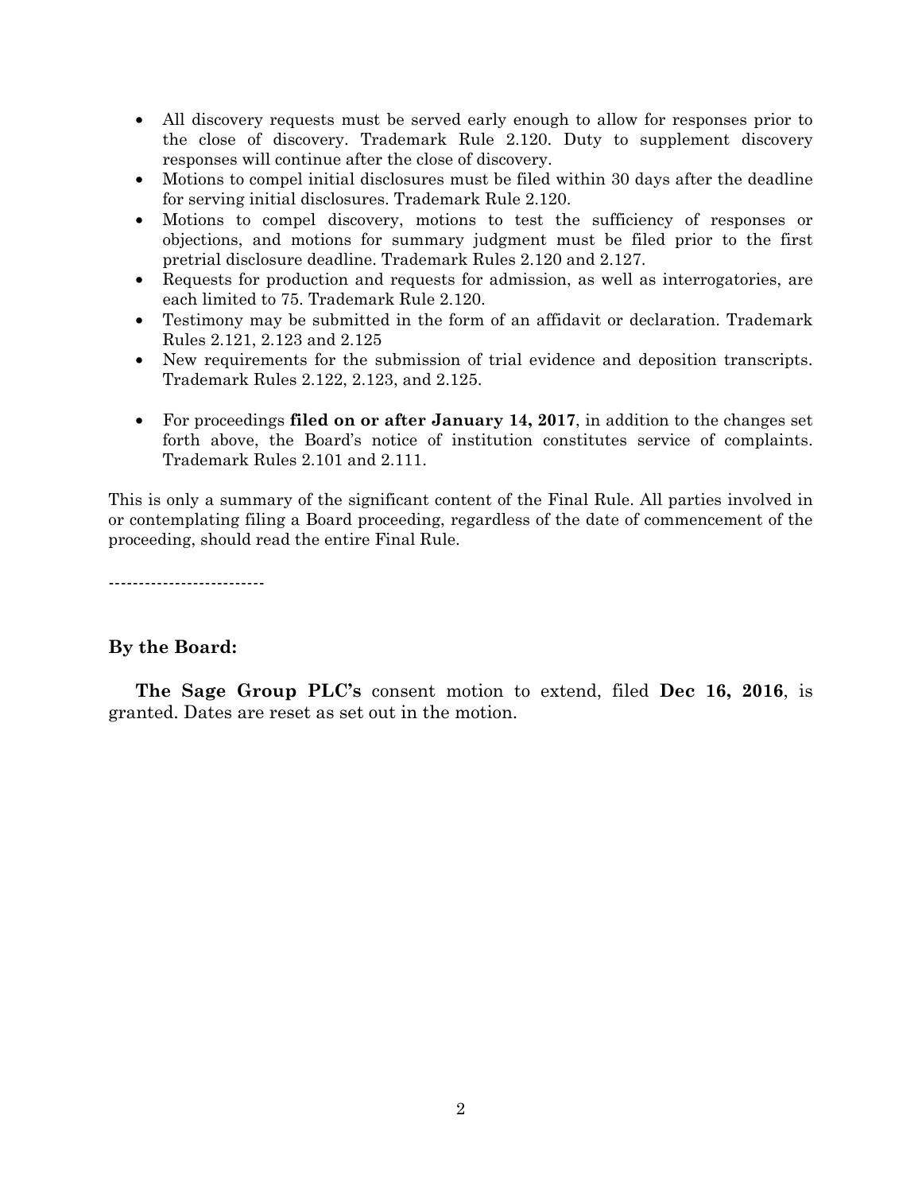- All discovery requests must be served early enough to allow for responses prior to the close of discovery. Trademark Rule 2.120. Duty to supplement discovery responses will continue after the close of discovery.
- Motions to compel initial disclosures must be filed within 30 days after the deadline for serving initial disclosures. Trademark Rule 2.120.
- Motions to compel discovery, motions to test the sufficiency of responses or objections, and motions for summary judgment must be filed prior to the first pretrial disclosure deadline. Trademark Rules 2.120 and 2.127.
- Requests for production and requests for admission, as well as interrogatories, are each limited to 75. Trademark Rule 2.120.
- Testimony may be submitted in the form of an affidavit or declaration. Trademark Rules 2.121, 2.123 and 2.125
- New requirements for the submission of trial evidence and deposition transcripts. Trademark Rules 2.122, 2.123, and 2.125.

- For proceedings **filed on or after January 14, 2017**, in addition to the changes set forth above, the Board's notice of institution constitutes service of complaints. Trademark Rules 2.101 and 2.111.

This is only a summary of the significant content of the Final Rule. All parties involved in or contemplating filing a Board proceeding, regardless of the date of commencement of the proceeding, should read the entire Final Rule.

-------------------------

**By the Board:**

**The Sage Group PLC's** consent motion to extend, filed **Dec 16, 2016**, is granted. Dates are reset as set out in the motion.